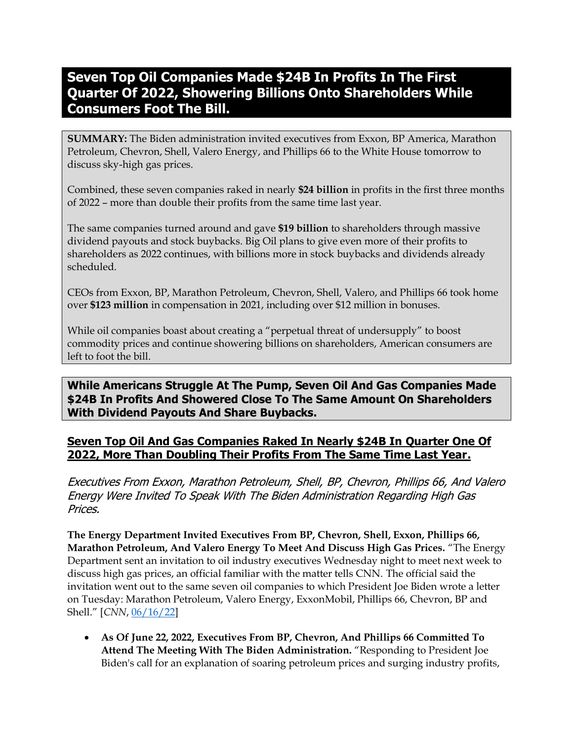# Seven Top Oil Companies Made $24B In Profits In The First Quarter Of 2022, Showering Billions Onto Shareholders While Consumers Foot The Bill.

**SUMMARY:** The Biden administration invited executives from Exxon, BP America, Marathon Petroleum, Chevron, Shell, Valero Energy, and Phillips 66 to the White House tomorrow to discuss sky-high gas prices.

Combined, these seven companies raked in nearly **$24 billion** in profits in the first three months of 2022 – more than double their profits from the same time last year.

The same companies turned around and gave **$19 billion** to shareholders through massive dividend payouts and stock buybacks. Big Oil plans to give even more of their profits to shareholders as 2022 continues, with billions more in stock buybacks and dividends already scheduled.

CEOs from Exxon, BP, Marathon Petroleum, Chevron, Shell, Valero, and Phillips 66 took home over **$123 million** in compensation in 2021, including over $12 million in bonuses.

While oil companies boast about creating a "perpetual threat of undersupply" to boost commodity prices and continue showering billions on shareholders, American consumers are left to foot the bill.

## While Americans Struggle At The Pump, Seven Oil And Gas Companies Made $24B In Profits And Showered Close To The Same Amount On Shareholders With Dividend Payouts And Share Buybacks.

### Seven Top Oil And Gas Companies Raked In Nearly $24B In Quarter One Of 2022, More Than Doubling Their Profits From The Same Time Last Year.

*Executives From Exxon, Marathon Petroleum, Shell, BP, Chevron, Phillips 66, And Valero Energy Were Invited To Speak With The Biden Administration Regarding High Gas Prices.*

**The Energy Department Invited Executives From BP, Chevron, Shell, Exxon, Phillips 66, Marathon Petroleum, And Valero Energy To Meet And Discuss High Gas Prices.** "The Energy Department sent an invitation to oil industry executives Wednesday night to meet next week to discuss high gas prices, an official familiar with the matter tells CNN. The official said the invitation went out to the same seven oil companies to which President Joe Biden wrote a letter on Tuesday: Marathon Petroleum, Valero Energy, ExxonMobil, Phillips 66, Chevron, BP and Shell." [*CNN*, 06/16/22]

- **As Of June 22, 2022, Executives From BP, Chevron, And Phillips 66 Committed To Attend The Meeting With The Biden Administration.** "Responding to President Joe Biden's call for an explanation of soaring petroleum prices and surging industry profits,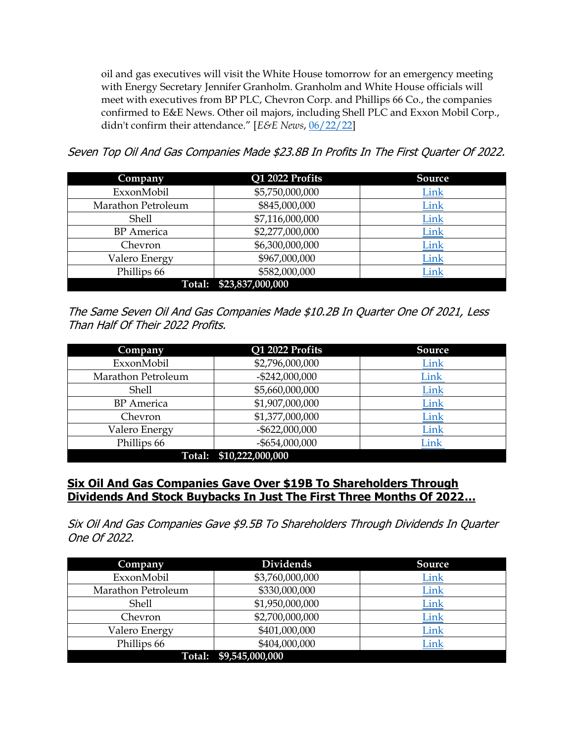oil and gas executives will visit the White House tomorrow for an emergency meeting with Energy Secretary Jennifer Granholm. Granholm and White House officials will meet with executives from BP PLC, Chevron Corp. and Phillips 66 Co., the companies confirmed to E&E News. Other oil majors, including Shell PLC and Exxon Mobil Corp., didn't confirm their attendance." [*E&E News*, [06/22/22](#)]

*Seven Top Oil And Gas Companies Made $23.8B In Profits In The First Quarter Of 2022.*

| Company | Q1 2022 Profits | Source |
|---|---|---|
| ExxonMobil | $5,750,000,000 | [Link](#) |
| Marathon Petroleum | $845,000,000 | [Link](#) |
| Shell | $7,116,000,000 | [Link](#) |
| BP America | $2,277,000,000 | [Link](#) |
| Chevron | $6,300,000,000 | [Link](#) |
| Valero Energy | $967,000,000 | [Link](#) |
| Phillips 66 | $582,000,000 | [Link](#) |
| **Total:** | **$23,837,000,000** | |

*The Same Seven Oil And Gas Companies Made $10.2B In Quarter One Of 2021, Less Than Half Of Their 2022 Profits.*

| Company | Q1 2022 Profits | Source |
|---|---|---|
| ExxonMobil | $2,796,000,000 | [Link](#) |
| Marathon Petroleum | -$242,000,000 | [Link](#) |
| Shell | $5,660,000,000 | [Link](#) |
| BP America | $1,907,000,000 | [Link](#) |
| Chevron | $1,377,000,000 | [Link](#) |
| Valero Energy | -$622,000,000 | [Link](#) |
| Phillips 66 | -$654,000,000 | [Link](#) |
| **Total:** | **$10,222,000,000** | |

## **Six Oil And Gas Companies Gave Over $19B To Shareholders Through Dividends And Stock Buybacks In Just The First Three Months Of 2022…**

*Six Oil And Gas Companies Gave $9.5B To Shareholders Through Dividends In Quarter One Of 2022.*

| Company | Dividends | Source |
|---|---|---|
| ExxonMobil | $3,760,000,000 | [Link](#) |
| Marathon Petroleum | $330,000,000 | [Link](#) |
| Shell | $1,950,000,000 | [Link](#) |
| Chevron | $2,700,000,000 | [Link](#) |
| Valero Energy | $401,000,000 | [Link](#) |
| Phillips 66 | $404,000,000 | [Link](#) |
| **Total:** | **$9,545,000,000** | |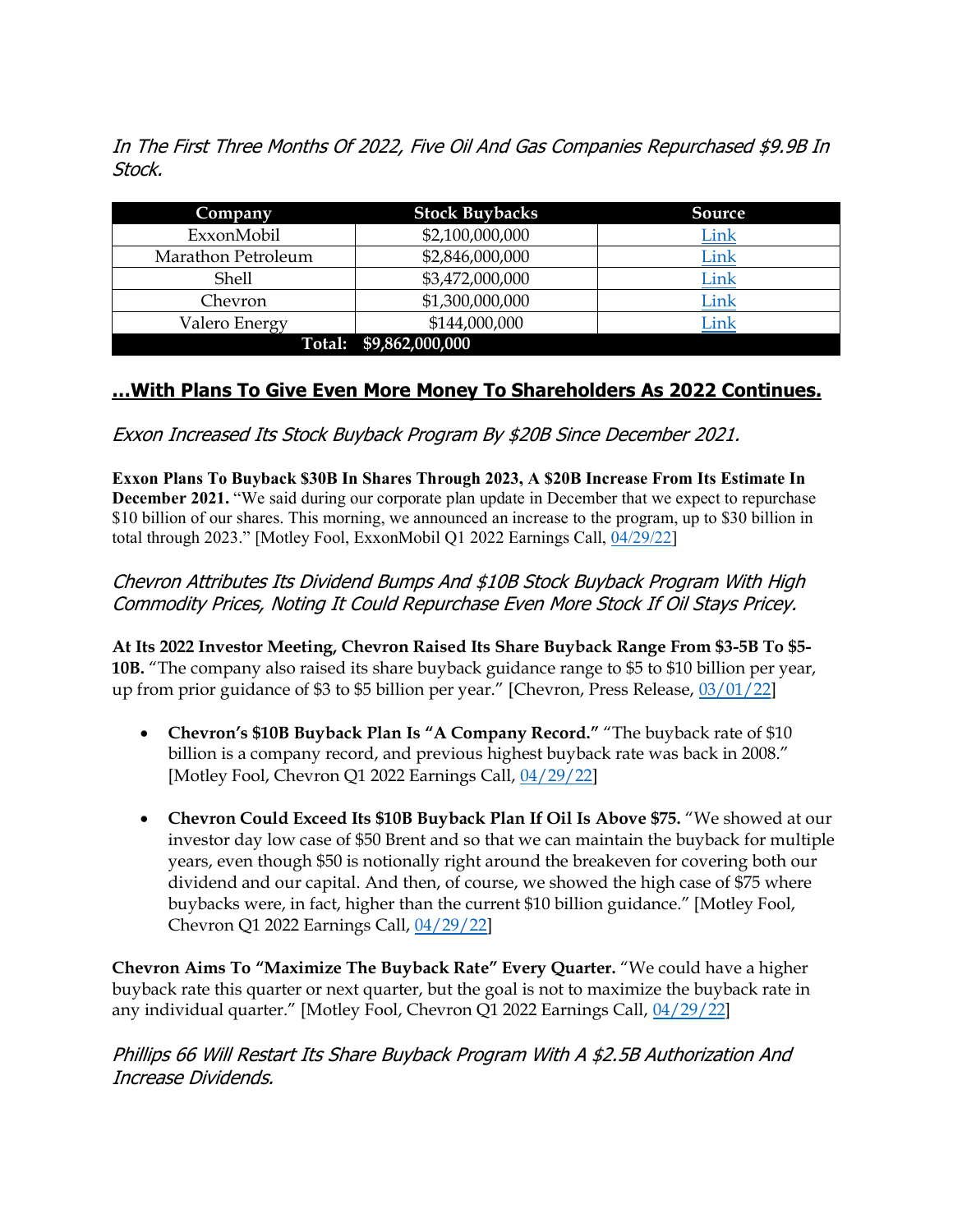*In The First Three Months Of 2022, Five Oil And Gas Companies Repurchased $9.9B In Stock.*

| Company | Stock Buybacks | Source |
|---|---|---|
| ExxonMobil | $2,100,000,000 | Link |
| Marathon Petroleum | $2,846,000,000 | Link |
| Shell | $3,472,000,000 | Link |
| Chevron | $1,300,000,000 | Link |
| Valero Energy | $144,000,000 | Link |
| **Total:** | **$9,862,000,000** | |

## **…With Plans To Give Even More Money To Shareholders As 2022 Continues.**

*Exxon Increased Its Stock Buyback Program By $20B Since December 2021.*

**Exxon Plans To Buyback $30B In Shares Through 2023, A $20B Increase From Its Estimate In December 2021.** "We said during our corporate plan update in December that we expect to repurchase $10 billion of our shares. This morning, we announced an increase to the program, up to $30 billion in total through 2023." [Motley Fool, ExxonMobil Q1 2022 Earnings Call, 04/29/22]

*Chevron Attributes Its Dividend Bumps And $10B Stock Buyback Program With High Commodity Prices, Noting It Could Repurchase Even More Stock If Oil Stays Pricey.*

**At Its 2022 Investor Meeting, Chevron Raised Its Share Buyback Range From $3-5B To $5-10B.** "The company also raised its share buyback guidance range to $5 to $10 billion per year, up from prior guidance of $3 to $5 billion per year." [Chevron, Press Release, 03/01/22]

- **Chevron's $10B Buyback Plan Is "A Company Record."** "The buyback rate of $10 billion is a company record, and previous highest buyback rate was back in 2008." [Motley Fool, Chevron Q1 2022 Earnings Call, 04/29/22]
- **Chevron Could Exceed Its $10B Buyback Plan If Oil Is Above $75.** "We showed at our investor day low case of $50 Brent and so that we can maintain the buyback for multiple years, even though $50 is notionally right around the breakeven for covering both our dividend and our capital. And then, of course, we showed the high case of $75 where buybacks were, in fact, higher than the current $10 billion guidance." [Motley Fool, Chevron Q1 2022 Earnings Call, 04/29/22]

**Chevron Aims To "Maximize The Buyback Rate" Every Quarter.** "We could have a higher buyback rate this quarter or next quarter, but the goal is not to maximize the buyback rate in any individual quarter." [Motley Fool, Chevron Q1 2022 Earnings Call, 04/29/22]

*Phillips 66 Will Restart Its Share Buyback Program With A $2.5B Authorization And Increase Dividends.*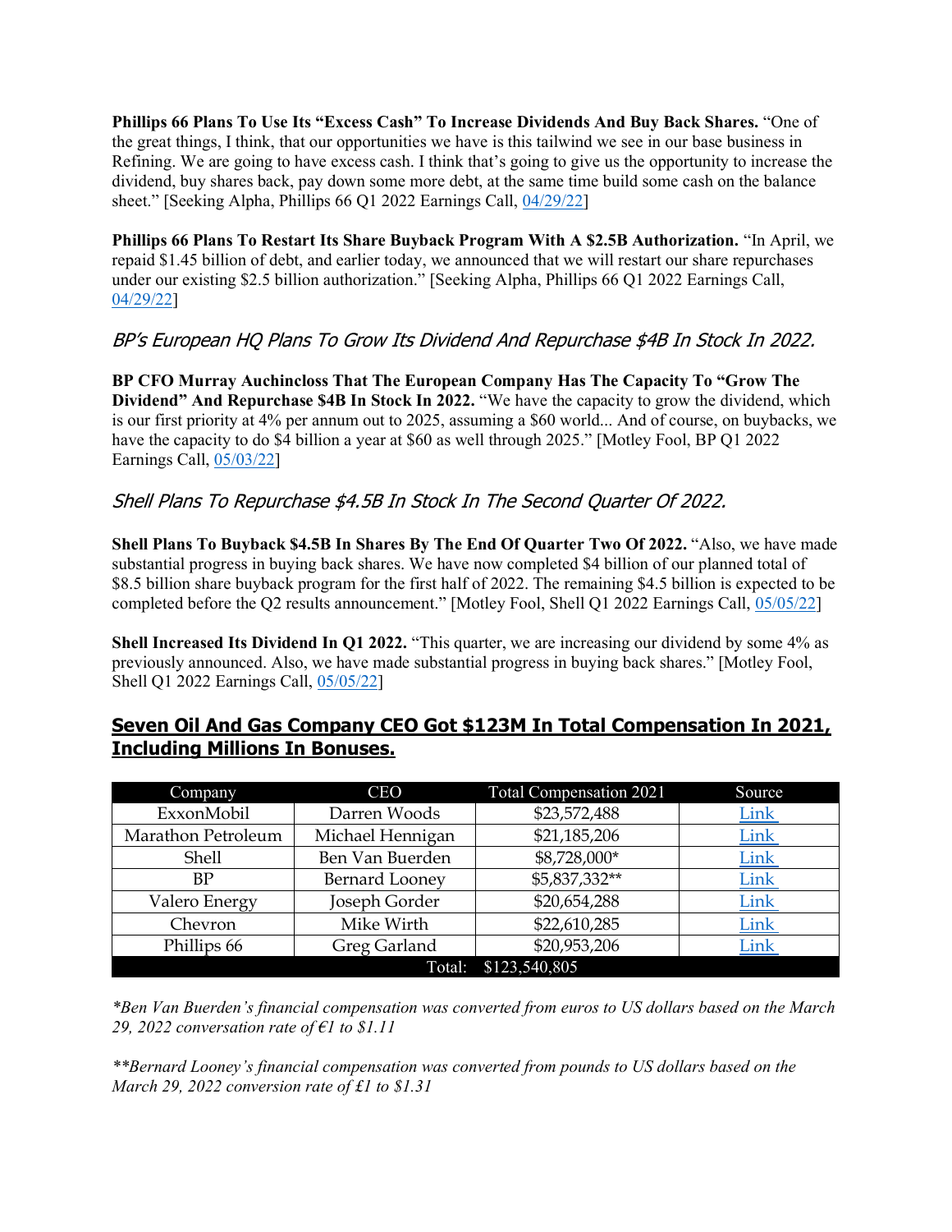**Phillips 66 Plans To Use Its "Excess Cash" To Increase Dividends And Buy Back Shares.** "One of the great things, I think, that our opportunities we have is this tailwind we see in our base business in Refining. We are going to have excess cash. I think that's going to give us the opportunity to increase the dividend, buy shares back, pay down some more debt, at the same time build some cash on the balance sheet." [Seeking Alpha, Phillips 66 Q1 2022 Earnings Call, 04/29/22]

**Phillips 66 Plans To Restart Its Share Buyback Program With A $2.5B Authorization.** "In April, we repaid $1.45 billion of debt, and earlier today, we announced that we will restart our share repurchases under our existing $2.5 billion authorization." [Seeking Alpha, Phillips 66 Q1 2022 Earnings Call, 04/29/22]

### *BP's European HQ Plans To Grow Its Dividend And Repurchase $4B In Stock In 2022.*

**BP CFO Murray Auchincloss That The European Company Has The Capacity To "Grow The Dividend" And Repurchase $4B In Stock In 2022.** "We have the capacity to grow the dividend, which is our first priority at 4% per annum out to 2025, assuming a $60 world... And of course, on buybacks, we have the capacity to do $4 billion a year at $60 as well through 2025." [Motley Fool, BP Q1 2022 Earnings Call, 05/03/22]

### *Shell Plans To Repurchase $4.5B In Stock In The Second Quarter Of 2022.*

**Shell Plans To Buyback $4.5B In Shares By The End Of Quarter Two Of 2022.** "Also, we have made substantial progress in buying back shares. We have now completed $4 billion of our planned total of $8.5 billion share buyback program for the first half of 2022. The remaining $4.5 billion is expected to be completed before the Q2 results announcement." [Motley Fool, Shell Q1 2022 Earnings Call, 05/05/22]

**Shell Increased Its Dividend In Q1 2022.** "This quarter, we are increasing our dividend by some 4% as previously announced. Also, we have made substantial progress in buying back shares." [Motley Fool, Shell Q1 2022 Earnings Call, 05/05/22]

## Seven Oil And Gas Company CEO Got $123M In Total Compensation In 2021, Including Millions In Bonuses.

| Company | CEO | Total Compensation 2021 | Source |
|---|---|---|---|
| ExxonMobil | Darren Woods | $23,572,488 | Link |
| Marathon Petroleum | Michael Hennigan | $21,185,206 | Link |
| Shell | Ben Van Buerden | $8,728,000* | Link |
| BP | Bernard Looney | $5,837,332** | Link |
| Valero Energy | Joseph Gorder | $20,654,288 | Link |
| Chevron | Mike Wirth | $22,610,285 | Link |
| Phillips 66 | Greg Garland | $20,953,206 | Link |
| | Total: | $123,540,805 | |

*\*Ben Van Buerden's financial compensation was converted from euros to US dollars based on the March 29, 2022 conversation rate of €1 to $1.11*

*\*\*Bernard Looney's financial compensation was converted from pounds to US dollars based on the March 29, 2022 conversion rate of £1 to $1.31*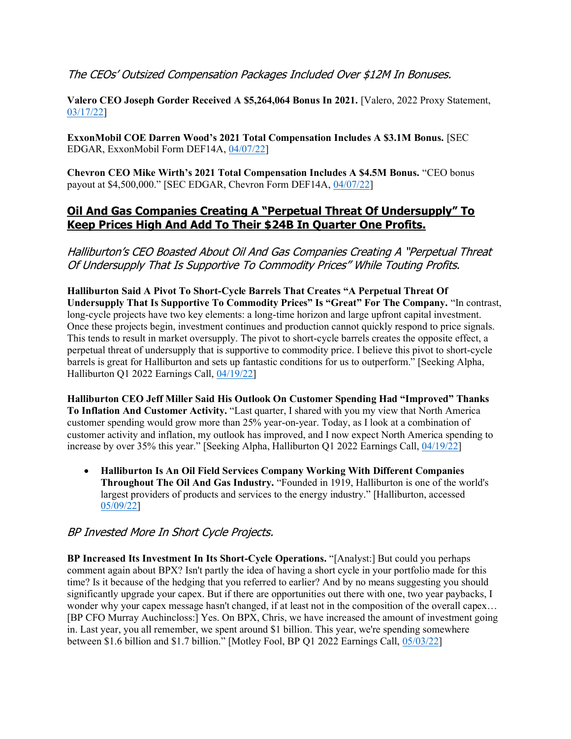### *The CEOs' Outsized Compensation Packages Included Over $12M In Bonuses.*

**Valero CEO Joseph Gorder Received A $5,264,064 Bonus In 2021.** [Valero, 2022 Proxy Statement, 03/17/22]

**ExxonMobil COE Darren Wood's 2021 Total Compensation Includes A $3.1M Bonus.** [SEC EDGAR, ExxonMobil Form DEF14A, 04/07/22]

**Chevron CEO Mike Wirth's 2021 Total Compensation Includes A $4.5M Bonus.** "CEO bonus payout at $4,500,000." [SEC EDGAR, Chevron Form DEF14A, 04/07/22]

## **Oil And Gas Companies Creating A "Perpetual Threat Of Undersupply" To Keep Prices High And Add To Their $24B In Quarter One Profits.**

### *Halliburton's CEO Boasted About Oil And Gas Companies Creating A "Perpetual Threat Of Undersupply That Is Supportive To Commodity Prices" While Touting Profits.*

**Halliburton Said A Pivot To Short-Cycle Barrels That Creates "A Perpetual Threat Of Undersupply That Is Supportive To Commodity Prices" Is "Great" For The Company.** "In contrast, long-cycle projects have two key elements: a long-time horizon and large upfront capital investment. Once these projects begin, investment continues and production cannot quickly respond to price signals. This tends to result in market oversupply. The pivot to short-cycle barrels creates the opposite effect, a perpetual threat of undersupply that is supportive to commodity price. I believe this pivot to short-cycle barrels is great for Halliburton and sets up fantastic conditions for us to outperform." [Seeking Alpha, Halliburton Q1 2022 Earnings Call, 04/19/22]

**Halliburton CEO Jeff Miller Said His Outlook On Customer Spending Had "Improved" Thanks To Inflation And Customer Activity.** "Last quarter, I shared with you my view that North America customer spending would grow more than 25% year-on-year. Today, as I look at a combination of customer activity and inflation, my outlook has improved, and I now expect North America spending to increase by over 35% this year." [Seeking Alpha, Halliburton Q1 2022 Earnings Call, 04/19/22]

- **Halliburton Is An Oil Field Services Company Working With Different Companies Throughout The Oil And Gas Industry.** "Founded in 1919, Halliburton is one of the world's largest providers of products and services to the energy industry." [Halliburton, accessed 05/09/22]

### *BP Invested More In Short Cycle Projects.*

**BP Increased Its Investment In Its Short-Cycle Operations.** "[Analyst:] But could you perhaps comment again about BPX? Isn't partly the idea of having a short cycle in your portfolio made for this time? Is it because of the hedging that you referred to earlier? And by no means suggesting you should significantly upgrade your capex. But if there are opportunities out there with one, two year paybacks, I wonder why your capex message hasn't changed, if at least not in the composition of the overall capex… [BP CFO Murray Auchincloss:] Yes. On BPX, Chris, we have increased the amount of investment going in. Last year, you all remember, we spent around $1 billion. This year, we're spending somewhere between $1.6 billion and $1.7 billion." [Motley Fool, BP Q1 2022 Earnings Call, 05/03/22]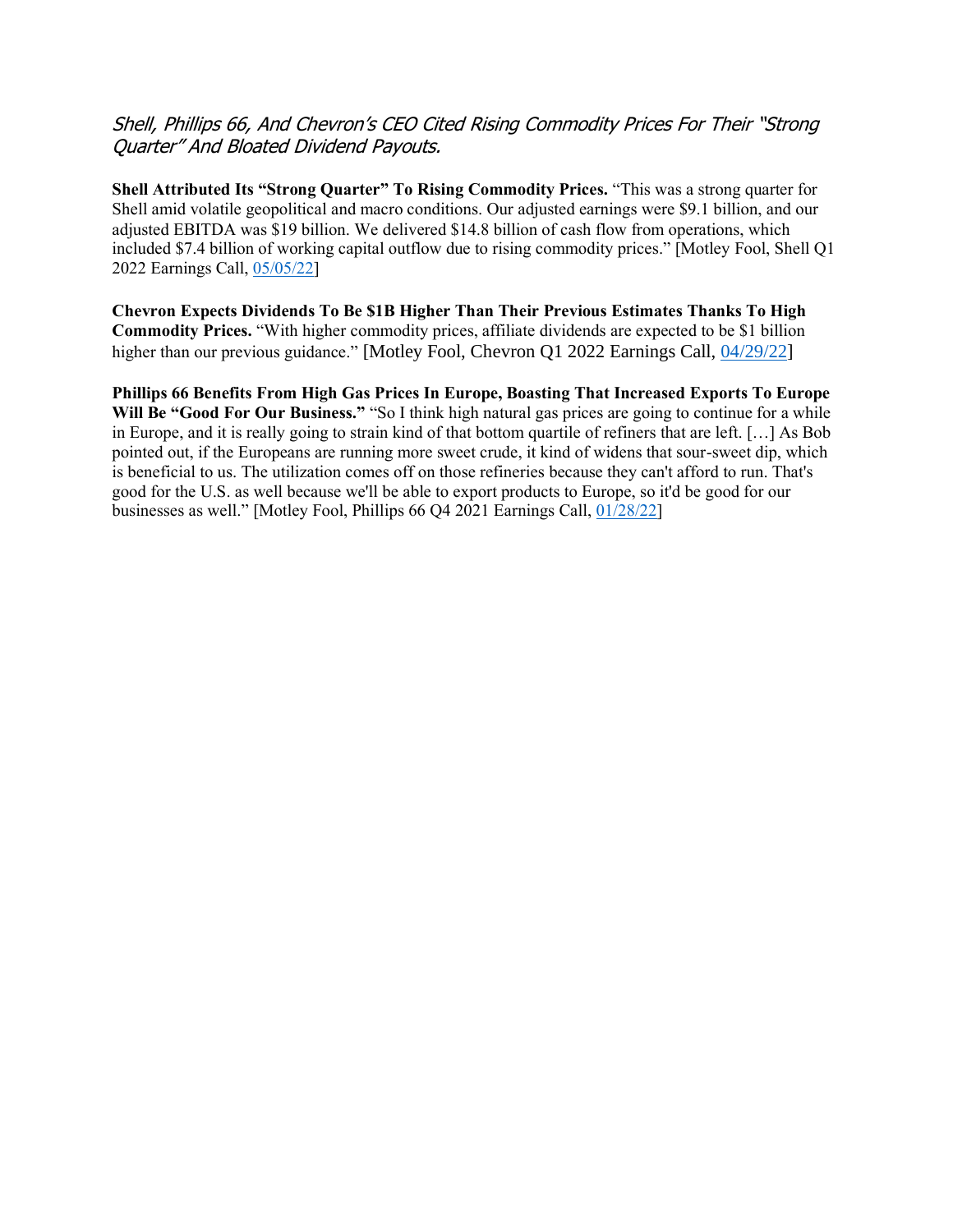### *Shell, Phillips 66, And Chevron's CEO Cited Rising Commodity Prices For Their "Strong Quarter" And Bloated Dividend Payouts.*

**Shell Attributed Its "Strong Quarter" To Rising Commodity Prices.** "This was a strong quarter for Shell amid volatile geopolitical and macro conditions. Our adjusted earnings were $9.1 billion, and our adjusted EBITDA was $19 billion. We delivered $14.8 billion of cash flow from operations, which included $7.4 billion of working capital outflow due to rising commodity prices." [Motley Fool, Shell Q1 2022 Earnings Call, 05/05/22]

**Chevron Expects Dividends To Be $1B Higher Than Their Previous Estimates Thanks To High Commodity Prices.** "With higher commodity prices, affiliate dividends are expected to be $1 billion higher than our previous guidance." [Motley Fool, Chevron Q1 2022 Earnings Call, 04/29/22]

**Phillips 66 Benefits From High Gas Prices In Europe, Boasting That Increased Exports To Europe Will Be "Good For Our Business."** "So I think high natural gas prices are going to continue for a while in Europe, and it is really going to strain kind of that bottom quartile of refiners that are left. […] As Bob pointed out, if the Europeans are running more sweet crude, it kind of widens that sour-sweet dip, which is beneficial to us. The utilization comes off on those refineries because they can't afford to run. That's good for the U.S. as well because we'll be able to export products to Europe, so it'd be good for our businesses as well." [Motley Fool, Phillips 66 Q4 2021 Earnings Call, 01/28/22]